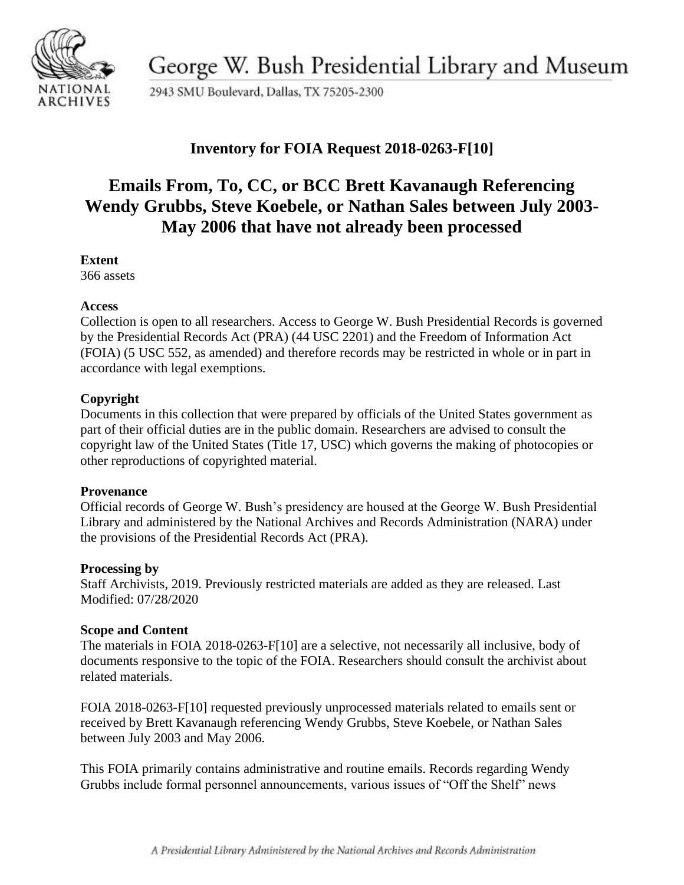George W. Bush Presidential Library and Museum

2943 SMU Boulevard, Dallas, TX 75205-2300

## Inventory for FOIA Request 2018-0263-F[10]

# Emails From, To, CC, or BCC Brett Kavanaugh Referencing Wendy Grubbs, Steve Koebele, or Nathan Sales between July 2003-May 2006 that have not already been processed

**Extent**
366 assets

**Access**
Collection is open to all researchers. Access to George W. Bush Presidential Records is governed by the Presidential Records Act (PRA) (44 USC 2201) and the Freedom of Information Act (FOIA) (5 USC 552, as amended) and therefore records may be restricted in whole or in part in accordance with legal exemptions.

**Copyright**
Documents in this collection that were prepared by officials of the United States government as part of their official duties are in the public domain. Researchers are advised to consult the copyright law of the United States (Title 17, USC) which governs the making of photocopies or other reproductions of copyrighted material.

**Provenance**
Official records of George W. Bush's presidency are housed at the George W. Bush Presidential Library and administered by the National Archives and Records Administration (NARA) under the provisions of the Presidential Records Act (PRA).

**Processing by**
Staff Archivists, 2019. Previously restricted materials are added as they are released. Last Modified: 07/28/2020

**Scope and Content**
The materials in FOIA 2018-0263-F[10] are a selective, not necessarily all inclusive, body of documents responsive to the topic of the FOIA. Researchers should consult the archivist about related materials.

FOIA 2018-0263-F[10] requested previously unprocessed materials related to emails sent or received by Brett Kavanaugh referencing Wendy Grubbs, Steve Koebele, or Nathan Sales between July 2003 and May 2006.

This FOIA primarily contains administrative and routine emails. Records regarding Wendy Grubbs include formal personnel announcements, various issues of "Off the Shelf" news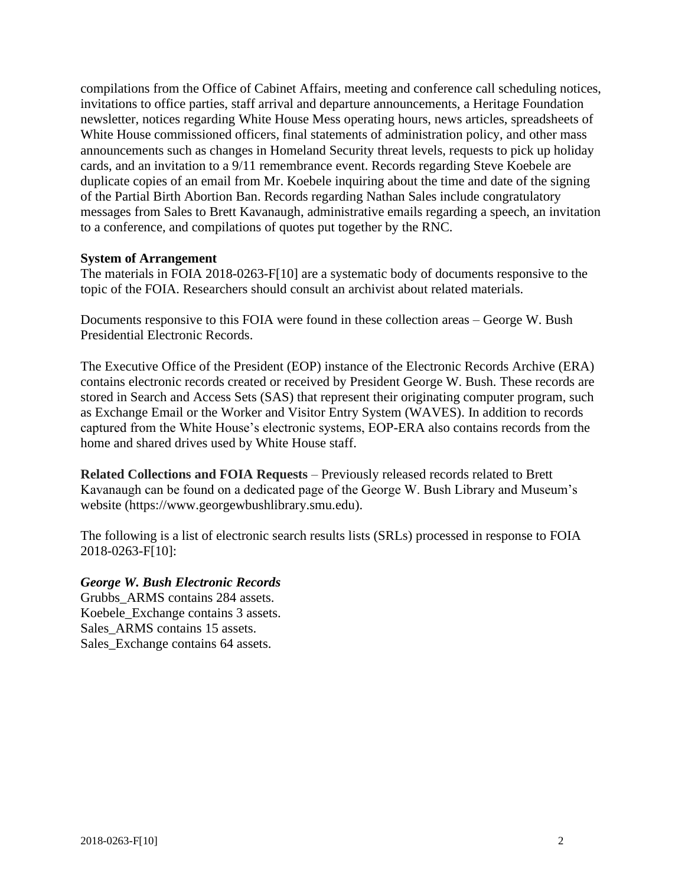compilations from the Office of Cabinet Affairs, meeting and conference call scheduling notices, invitations to office parties, staff arrival and departure announcements, a Heritage Foundation newsletter, notices regarding White House Mess operating hours, news articles, spreadsheets of White House commissioned officers, final statements of administration policy, and other mass announcements such as changes in Homeland Security threat levels, requests to pick up holiday cards, and an invitation to a 9/11 remembrance event. Records regarding Steve Koebele are duplicate copies of an email from Mr. Koebele inquiring about the time and date of the signing of the Partial Birth Abortion Ban. Records regarding Nathan Sales include congratulatory messages from Sales to Brett Kavanaugh, administrative emails regarding a speech, an invitation to a conference, and compilations of quotes put together by the RNC.

**System of Arrangement**
The materials in FOIA 2018-0263-F[10] are a systematic body of documents responsive to the topic of the FOIA. Researchers should consult an archivist about related materials.

Documents responsive to this FOIA were found in these collection areas – George W. Bush Presidential Electronic Records.

The Executive Office of the President (EOP) instance of the Electronic Records Archive (ERA) contains electronic records created or received by President George W. Bush. These records are stored in Search and Access Sets (SAS) that represent their originating computer program, such as Exchange Email or the Worker and Visitor Entry System (WAVES). In addition to records captured from the White House's electronic systems, EOP-ERA also contains records from the home and shared drives used by White House staff.

**Related Collections and FOIA Requests** – Previously released records related to Brett Kavanaugh can be found on a dedicated page of the George W. Bush Library and Museum's website (https://www.georgewbushlibrary.smu.edu).

The following is a list of electronic search results lists (SRLs) processed in response to FOIA 2018-0263-F[10]:

***George W. Bush Electronic Records***
Grubbs_ARMS contains 284 assets.
Koebele_Exchange contains 3 assets.
Sales_ARMS contains 15 assets.
Sales_Exchange contains 64 assets.